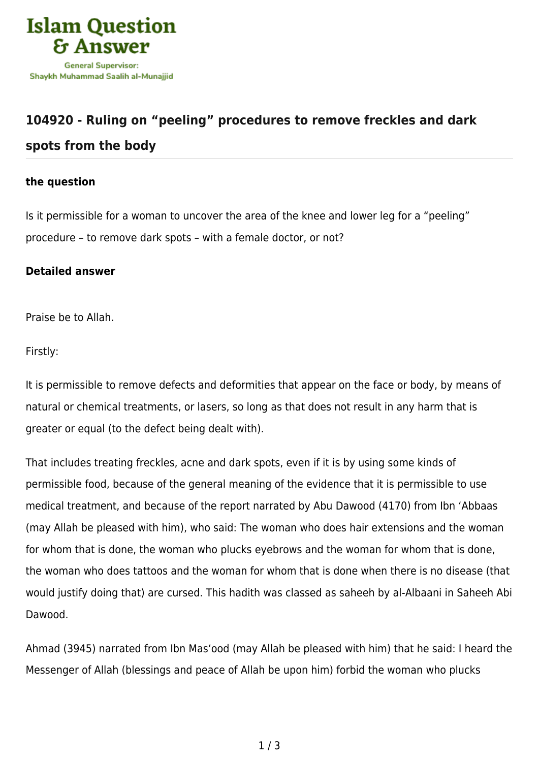# 104920 - Ruling on "peeling" procedures to remove freckles and dark spots from the body

**the question**

Is it permissible for a woman to uncover the area of the knee and lower leg for a "peeling" procedure – to remove dark spots – with a female doctor, or not?

**Detailed answer**

Praise be to Allah.

Firstly:

It is permissible to remove defects and deformities that appear on the face or body, by means of natural or chemical treatments, or lasers, so long as that does not result in any harm that is greater or equal (to the defect being dealt with).

That includes treating freckles, acne and dark spots, even if it is by using some kinds of permissible food, because of the general meaning of the evidence that it is permissible to use medical treatment, and because of the report narrated by Abu Dawood (4170) from Ibn 'Abbaas (may Allah be pleased with him), who said: The woman who does hair extensions and the woman for whom that is done, the woman who plucks eyebrows and the woman for whom that is done, the woman who does tattoos and the woman for whom that is done when there is no disease (that would justify doing that) are cursed. This hadith was classed as saheeh by al-Albaani in Saheeh Abi Dawood.

Ahmad (3945) narrated from Ibn Mas'ood (may Allah be pleased with him) that he said: I heard the Messenger of Allah (blessings and peace of Allah be upon him) forbid the woman who plucks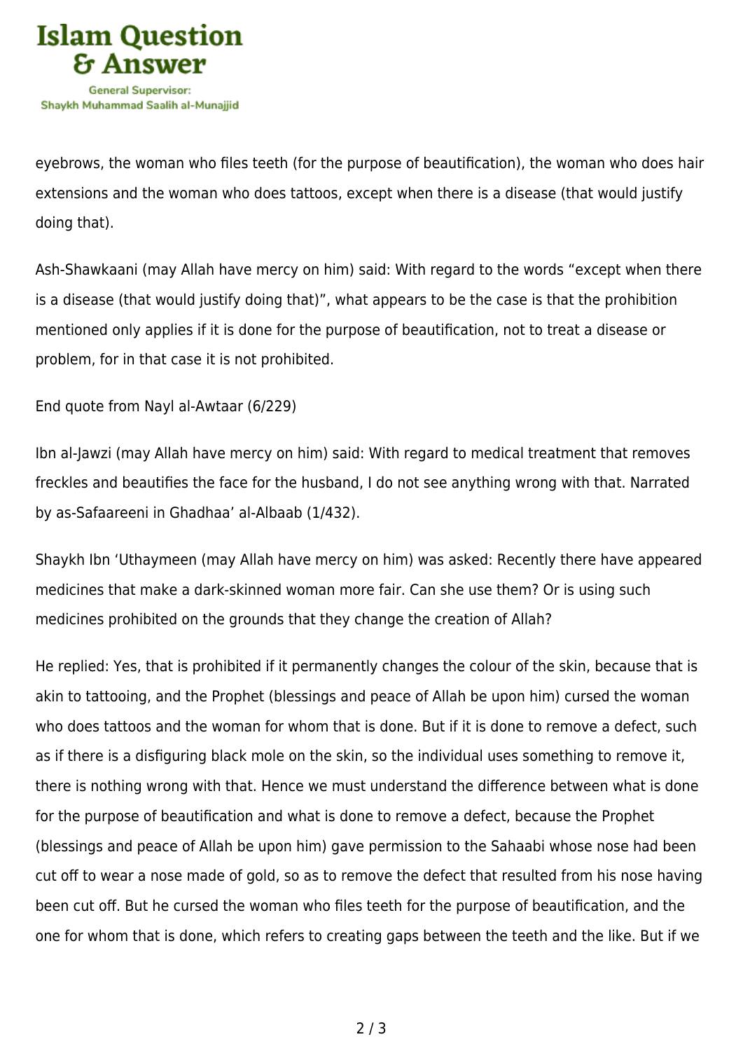eyebrows, the woman who files teeth (for the purpose of beautification), the woman who does hair extensions and the woman who does tattoos, except when there is a disease (that would justify doing that).

Ash-Shawkaani (may Allah have mercy on him) said: With regard to the words “except when there is a disease (that would justify doing that)”, what appears to be the case is that the prohibition mentioned only applies if it is done for the purpose of beautification, not to treat a disease or problem, for in that case it is not prohibited.

End quote from Nayl al-Awtaar (6/229)

Ibn al-Jawzi (may Allah have mercy on him) said: With regard to medical treatment that removes freckles and beautifies the face for the husband, I do not see anything wrong with that. Narrated by as-Safaareeni in Ghadhaa’ al-Albaab (1/432).

Shaykh Ibn ‘Uthaymeen (may Allah have mercy on him) was asked: Recently there have appeared medicines that make a dark-skinned woman more fair. Can she use them? Or is using such medicines prohibited on the grounds that they change the creation of Allah?

He replied: Yes, that is prohibited if it permanently changes the colour of the skin, because that is akin to tattooing, and the Prophet (blessings and peace of Allah be upon him) cursed the woman who does tattoos and the woman for whom that is done. But if it is done to remove a defect, such as if there is a disfiguring black mole on the skin, so the individual uses something to remove it, there is nothing wrong with that. Hence we must understand the difference between what is done for the purpose of beautification and what is done to remove a defect, because the Prophet (blessings and peace of Allah be upon him) gave permission to the Sahaabi whose nose had been cut off to wear a nose made of gold, so as to remove the defect that resulted from his nose having been cut off. But he cursed the woman who files teeth for the purpose of beautification, and the one for whom that is done, which refers to creating gaps between the teeth and the like. But if we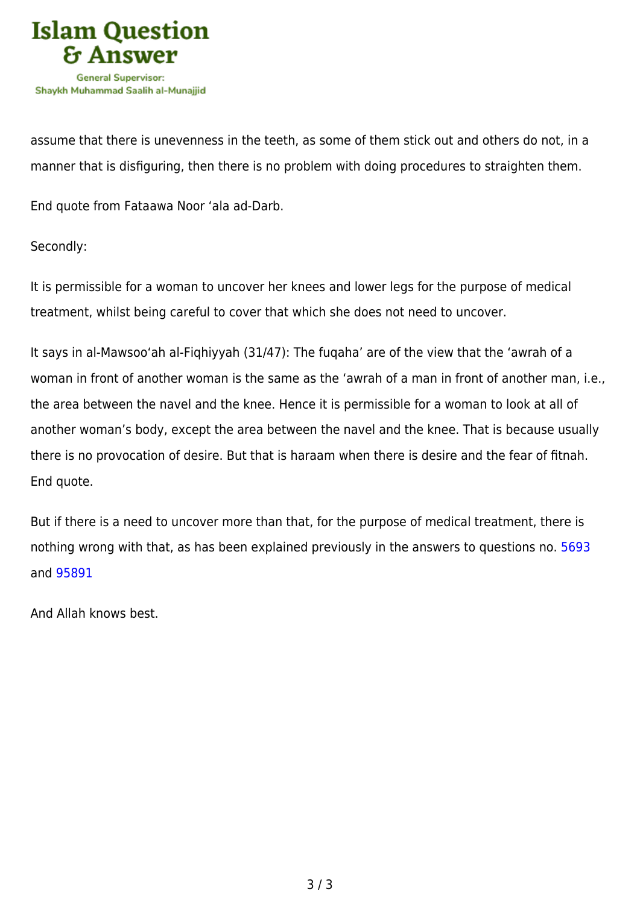assume that there is unevenness in the teeth, as some of them stick out and others do not, in a manner that is disfiguring, then there is no problem with doing procedures to straighten them.

End quote from Fataawa Noor ‘ala ad-Darb.

Secondly:

It is permissible for a woman to uncover her knees and lower legs for the purpose of medical treatment, whilst being careful to cover that which she does not need to uncover.

It says in al-Mawsoo‘ah al-Fiqhiyyah (31/47): The fuqaha’ are of the view that the ‘awrah of a woman in front of another woman is the same as the ‘awrah of a man in front of another man, i.e., the area between the navel and the knee. Hence it is permissible for a woman to look at all of another woman’s body, except the area between the navel and the knee. That is because usually there is no provocation of desire. But that is haraam when there is desire and the fear of fitnah. End quote.

But if there is a need to uncover more than that, for the purpose of medical treatment, there is nothing wrong with that, as has been explained previously in the answers to questions no. 5693 and 95891

And Allah knows best.